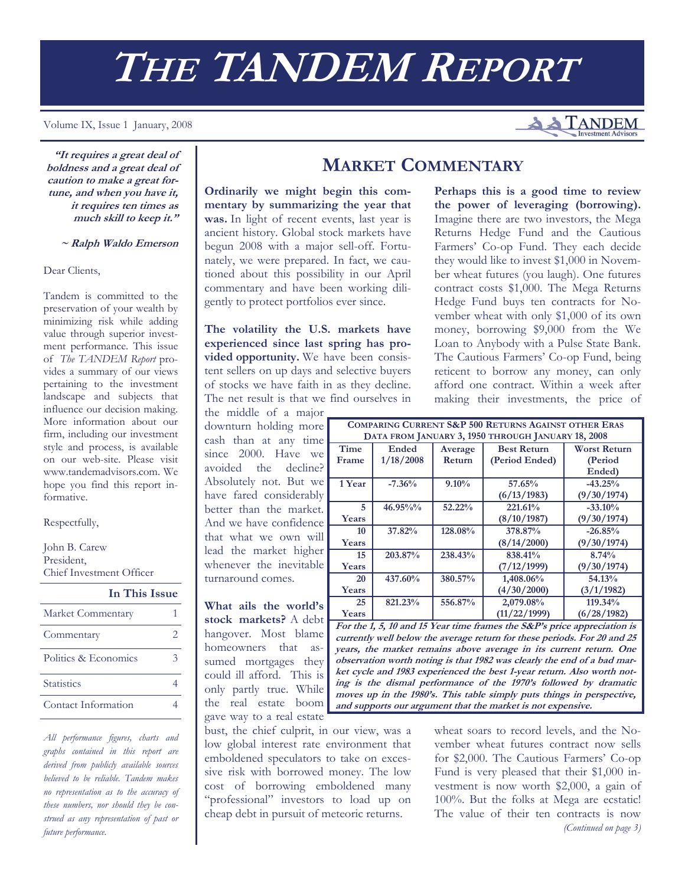# THE TANDEM REPORT

Volume IX, Issue 1 January, 2008

***"It requires a great deal of boldness and a great deal of caution to make a great fortune, and when you have it, it requires ten times as much skill to keep it."***

***~ Ralph Waldo Emerson***

Dear Clients,

Tandem is committed to the preservation of your wealth by minimizing risk while adding value through superior investment performance. This issue of *The TANDEM Report* provides a summary of our views pertaining to the investment landscape and subjects that influence our decision making. More information about our firm, including our investment style and process, is available on our web-site. Please visit www.tandemadvisors.com. We hope you find this report informative.

Respectfully,

John B. Carew
President,
Chief Investment Officer

**In This Issue**

| | |
|---|---|
| Market Commentary | 1 |
| Commentary | 2 |
| Politics & Economics | 3 |
| Statistics | 4 |
| Contact Information | 4 |

*All performance figures, charts and graphs contained in this report are derived from publicly available sources believed to be reliable. Tandem makes no representation as to the accuracy of these numbers, nor should they be construed as any representation of past or future performance.*

## MARKET COMMENTARY

**Ordinarily we might begin this commentary by summarizing the year that was.** In light of recent events, last year is ancient history. Global stock markets have begun 2008 with a major sell-off. Fortunately, we were prepared. In fact, we cautioned about this possibility in our April commentary and have been working diligently to protect portfolios ever since.

**The volatility the U.S. markets have experienced since last spring has provided opportunity.** We have been consistent sellers on up days and selective buyers of stocks we have faith in as they decline. The net result is that we find ourselves in the middle of a major downturn holding more cash than at any time since 2000. Have we avoided the decline? Absolutely not. But we have fared considerably better than the market. And we have confidence that what we own will lead the market higher whenever the inevitable turnaround comes.

**What ails the world's stock markets?** A debt hangover. Most blame homeowners that assumed mortgages they could ill afford. This is only partly true. While the real estate boom gave way to a real estate bust, the chief culprit, in our view, was a low global interest rate environment that emboldened speculators to take on excessive risk with borrowed money. The low cost of borrowing emboldened many "professional" investors to load up on cheap debt in pursuit of meteoric returns.

**Perhaps this is a good time to review the power of leveraging (borrowing).** Imagine there are two investors, the Mega Returns Hedge Fund and the Cautious Farmers' Co-op Fund. They each decide they would like to invest $1,000 in November wheat futures (you laugh). One futures contract costs $1,000. The Mega Returns Hedge Fund buys ten contracts for November wheat with only $1,000 of its own money, borrowing $9,000 from the We Loan to Anybody with a Pulse State Bank. The Cautious Farmers' Co-op Fund, being reticent to borrow any money, can only afford one contract. Within a week after making their investments, the price of wheat soars to record levels, and the November wheat futures contract now sells for $2,000. The Cautious Farmers' Co-op Fund is very pleased that their $1,000 investment is now worth $2,000, a gain of 100%. But the folks at Mega are ecstatic! The value of their ten contracts is now

*(Continued on page 3)*

**COMPARING CURRENT S&P 500 RETURNS AGAINST OTHER ERAS**
**DATA FROM JANUARY 3, 1950 THROUGH JANUARY 18, 2008**

| Time Frame | Ended 1/18/2008 | Average Return | Best Return (Period Ended) | Worst Return (Period Ended) |
|---|---|---|---|---|
| 1 Year | -7.36% | 9.10% | 57.65% (6/13/1983) | -43.25% (9/30/1974) |
| 5 Years | 46.95%% | 52.22% | 221.61% (8/10/1987) | -33.10% (9/30/1974) |
| 10 Years | 37.82% | 128.08% | 378.87% (8/14/2000) | -26.85% (9/30/1974) |
| 15 Years | 203.87% | 238.43% | 838.41% (7/12/1999) | 8.74% (9/30/1974) |
| 20 Years | 437.60% | 380.57% | 1,408.06% (4/30/2000) | 54.13% (3/1/1982) |
| 25 Years | 821.23% | 556.87% | 2,079.08% (11/22/1999) | 119.34% (6/28/1982) |

***For the 1, 5, 10 and 15 Year time frames the S&P's price appreciation is currently well below the average return for these periods. For 20 and 25 years, the market remains above average in its current return. One observation worth noting is that 1982 was clearly the end of a bad market cycle and 1983 experienced the best 1-year return. Also worth noting is the dismal performance of the 1970's followed by dramatic moves up in the 1980's. This table simply puts things in perspective, and supports our argument that the market is not expensive.***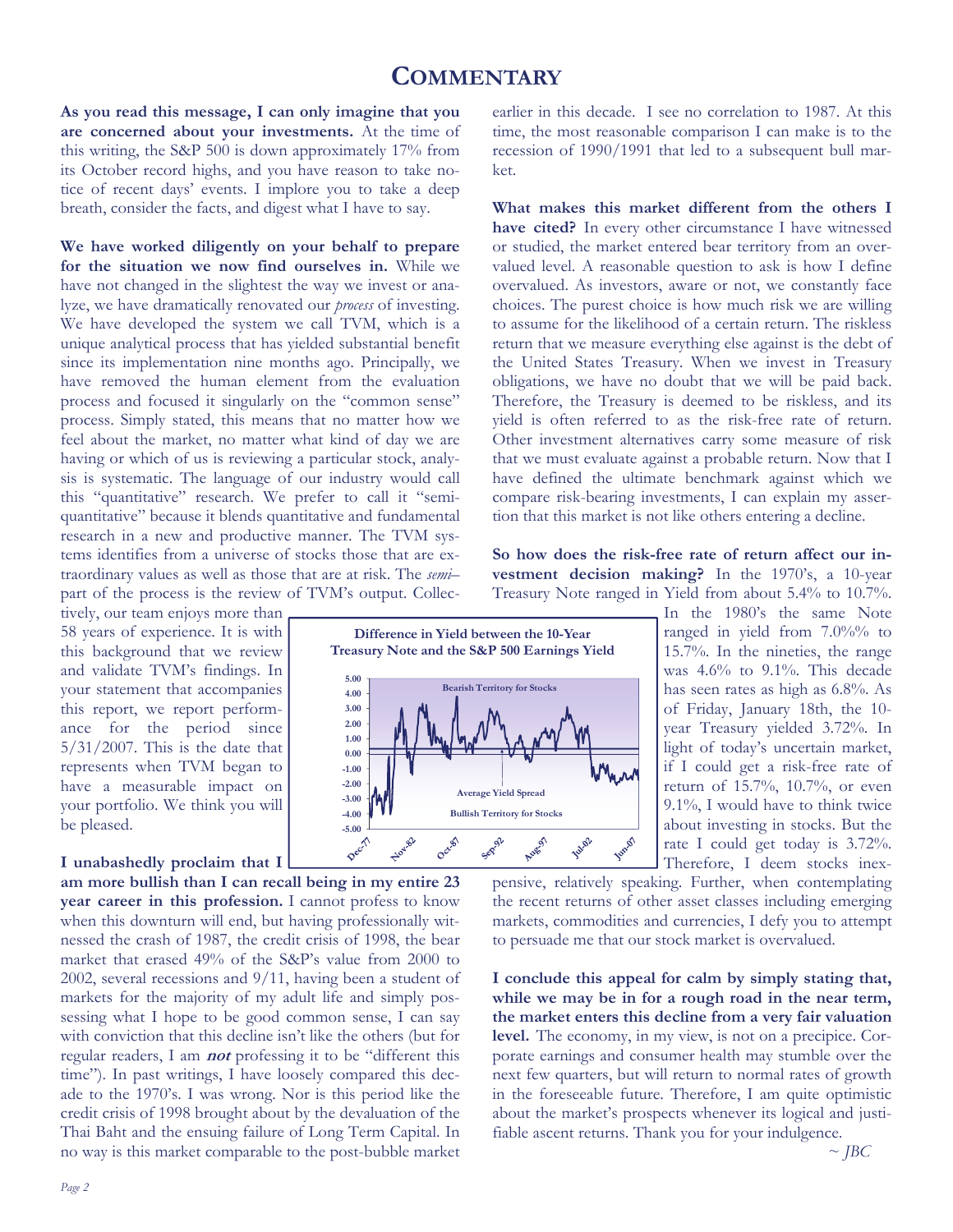# COMMENTARY

**As you read this message, I can only imagine that you are concerned about your investments.** At the time of this writing, the S&P 500 is down approximately 17% from its October record highs, and you have reason to take notice of recent days' events. I implore you to take a deep breath, consider the facts, and digest what I have to say.

**We have worked diligently on your behalf to prepare for the situation we now find ourselves in.** While we have not changed in the slightest the way we invest or analyze, we have dramatically renovated our *process* of investing. We have developed the system we call TVM, which is a unique analytical process that has yielded substantial benefit since its implementation nine months ago. Principally, we have removed the human element from the evaluation process and focused it singularly on the "common sense" process. Simply stated, this means that no matter how we feel about the market, no matter what kind of day we are having or which of us is reviewing a particular stock, analysis is systematic. The language of our industry would call this "quantitative" research. We prefer to call it "semi-quantitative" because it blends quantitative and fundamental research in a new and productive manner. The TVM systems identifies from a universe of stocks those that are extraordinary values as well as those that are at risk. The *semi*– part of the process is the review of TVM's output. Collectively, our team enjoys more than 58 years of experience. It is with this background that we review and validate TVM's findings. In your statement that accompanies this report, we report performance for the period since 5/31/2007. This is the date that represents when TVM began to have a measurable impact on your portfolio. We think you will be pleased.

**I unabashedly proclaim that I am more bullish than I can recall being in my entire 23 year career in this profession.** I cannot profess to know when this downturn will end, but having professionally witnessed the crash of 1987, the credit crisis of 1998, the bear market that erased 49% of the S&P's value from 2000 to 2002, several recessions and 9/11, having been a student of markets for the majority of my adult life and simply possessing what I hope to be good common sense, I can say with conviction that this decline isn't like the others (but for regular readers, I am ***not*** professing it to be "different this time"). In past writings, I have loosely compared this decade to the 1970's. I was wrong. Nor is this period like the credit crisis of 1998 brought about by the devaluation of the Thai Baht and the ensuing failure of Long Term Capital. In no way is this market comparable to the post-bubble market earlier in this decade. I see no correlation to 1987. At this time, the most reasonable comparison I can make is to the recession of 1990/1991 that led to a subsequent bull market.

**What makes this market different from the others I have cited?** In every other circumstance I have witnessed or studied, the market entered bear territory from an overvalued level. A reasonable question to ask is how I define overvalued. As investors, aware or not, we constantly face choices. The purest choice is how much risk we are willing to assume for the likelihood of a certain return. The riskless return that we measure everything else against is the debt of the United States Treasury. When we invest in Treasury obligations, we have no doubt that we will be paid back. Therefore, the Treasury is deemed to be riskless, and its yield is often referred to as the risk-free rate of return. Other investment alternatives carry some measure of risk that we must evaluate against a probable return. Now that I have defined the ultimate benchmark against which we compare risk-bearing investments, I can explain my assertion that this market is not like others entering a decline.

**So how does the risk-free rate of return affect our investment decision making?** In the 1970's, a 10-year Treasury Note ranged in Yield from about 5.4% to 10.7%. In the 1980's the same Note ranged in yield from 7.0%% to 15.7%. In the nineties, the range was 4.6% to 9.1%. This decade has seen rates as high as 6.8%. As of Friday, January 18th, the 10-year Treasury yielded 3.72%. In light of today's uncertain market, if I could get a risk-free rate of return of 15.7%, 10.7%, or even 9.1%, I would have to think twice about investing in stocks. But the rate I could get today is 3.72%. Therefore, I deem stocks inexpensive, relatively speaking. Further, when contemplating the recent returns of other asset classes including emerging markets, commodities and currencies, I defy you to attempt to persuade me that our stock market is overvalued.

**Difference in Yield between the 10-Year Treasury Note and the S&P 500 Earnings Yield**

**I conclude this appeal for calm by simply stating that, while we may be in for a rough road in the near term, the market enters this decline from a very fair valuation level.** The economy, in my view, is not on a precipice. Corporate earnings and consumer health may stumble over the next few quarters, but will return to normal rates of growth in the foreseeable future. Therefore, I am quite optimistic about the market's prospects whenever its logical and justifiable ascent returns. Thank you for your indulgence.

*~ JBC*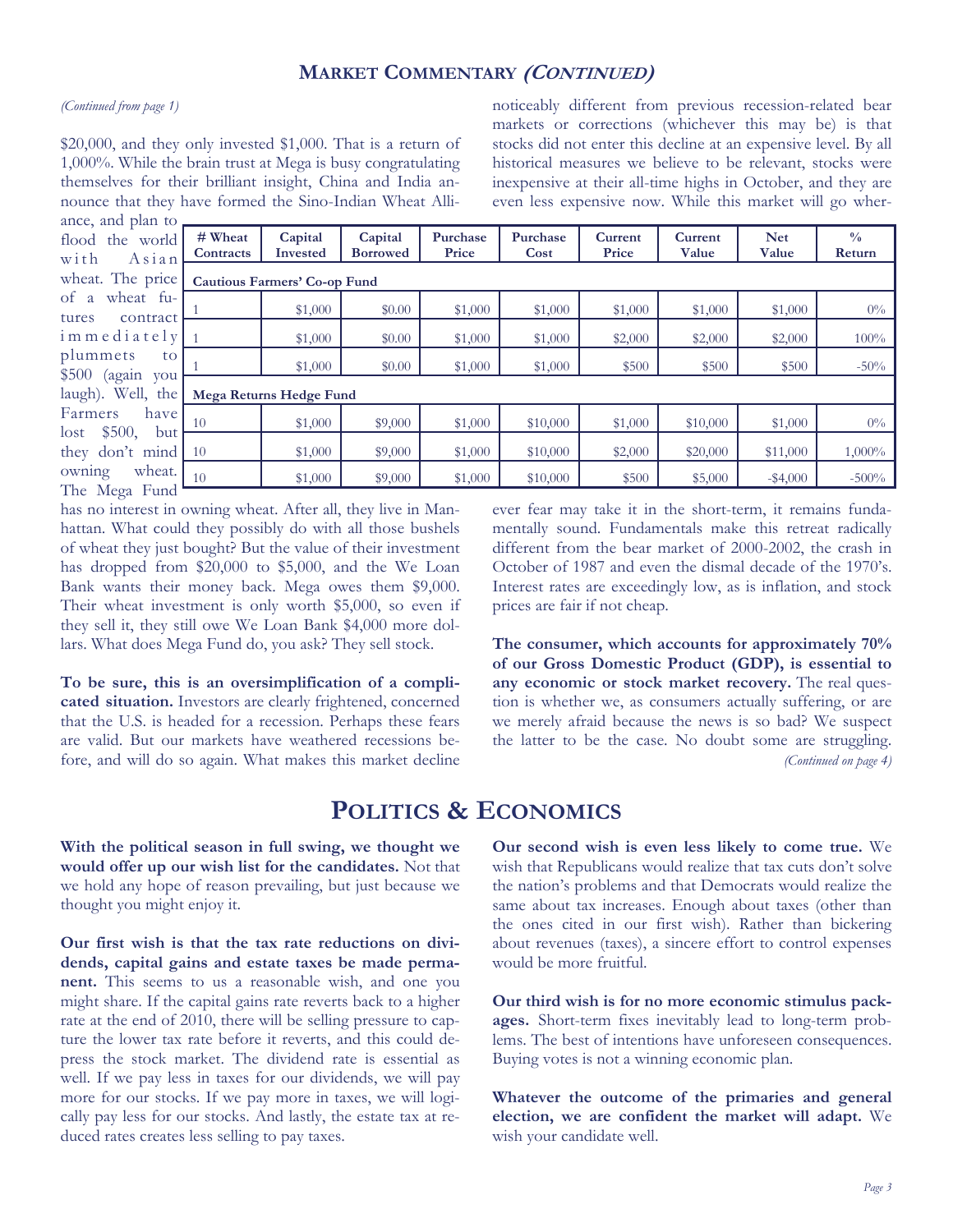## MARKET COMMENTARY *(CONTINUED)*

*(Continued from page 1)*

$20,000, and they only invested $1,000. That is a return of 1,000%. While the brain trust at Mega is busy congratulating themselves for their brilliant insight, China and India announce that they have formed the Sino-Indian Wheat Alliance, and plan to flood the world with Asian wheat. The price of a wheat futures contract immediately plummets to $500 (again you laugh). Well, the Farmers have lost $500, but they don't mind owning wheat. The Mega Fund has no interest in owning wheat. After all, they live in Manhattan. What could they possibly do with all those bushels of wheat they just bought? But the value of their investment has dropped from $20,000 to $5,000, and the We Loan Bank wants their money back. Mega owes them $9,000. Their wheat investment is only worth $5,000, so even if they sell it, they still owe We Loan Bank $4,000 more dollars. What does Mega Fund do, you ask? They sell stock.

| # Wheat Contracts | Capital Invested | Capital Borrowed | Purchase Price | Purchase Cost | Current Price | Current Value | Net Value | % Return |
|---|---|---|---|---|---|---|---|---|
| **Cautious Farmers' Co-op Fund** | | | | | | | | |
| 1 | $1,000 | $0.00 | $1,000 | $1,000 | $1,000 | $1,000 | $1,000 | 0% |
| 1 | $1,000 | $0.00 | $1,000 | $1,000 | $2,000 | $2,000 | $2,000 | 100% |
| 1 | $1,000 | $0.00 | $1,000 | $1,000 | $500 | $500 | $500 | -50% |
| **Mega Returns Hedge Fund** | | | | | | | | |
| 10 | $1,000 | $9,000 | $1,000 | $10,000 | $1,000 | $10,000 | $1,000 | 0% |
| 10 | $1,000 | $9,000 | $1,000 | $10,000 | $2,000 | $20,000 | $11,000 | 1,000% |
| 10 | $1,000 | $9,000 | $1,000 | $10,000 | $500 | $5,000 | -$4,000 | -500% |

**To be sure, this is an oversimplification of a complicated situation.** Investors are clearly frightened, concerned that the U.S. is headed for a recession. Perhaps these fears are valid. But our markets have weathered recessions before, and will do so again. What makes this market decline noticeably different from previous recession-related bear markets or corrections (whichever this may be) is that stocks did not enter this decline at an expensive level. By all historical measures we believe to be relevant, stocks were inexpensive at their all-time highs in October, and they are even less expensive now. While this market will go wherever fear may take it in the short-term, it remains fundamentally sound. Fundamentals make this retreat radically different from the bear market of 2000-2002, the crash in October of 1987 and even the dismal decade of the 1970's. Interest rates are exceedingly low, as is inflation, and stock prices are fair if not cheap.

**The consumer, which accounts for approximately 70% of our Gross Domestic Product (GDP), is essential to any economic or stock market recovery.** The real question is whether we, as consumers actually suffering, or are we merely afraid because the news is so bad? We suspect the latter to be the case. No doubt some are struggling.

*(Continued on page 4)*

# POLITICS & ECONOMICS

**With the political season in full swing, we thought we would offer up our wish list for the candidates.** Not that we hold any hope of reason prevailing, but just because we thought you might enjoy it.

**Our first wish is that the tax rate reductions on dividends, capital gains and estate taxes be made permanent.** This seems to us a reasonable wish, and one you might share. If the capital gains rate reverts back to a higher rate at the end of 2010, there will be selling pressure to capture the lower tax rate before it reverts, and this could depress the stock market. The dividend rate is essential as well. If we pay less in taxes for our dividends, we will pay more for our stocks. If we pay more in taxes, we will logically pay less for our stocks. And lastly, the estate tax at reduced rates creates less selling to pay taxes.

**Our second wish is even less likely to come true.** We wish that Republicans would realize that tax cuts don't solve the nation's problems and that Democrats would realize the same about tax increases. Enough about taxes (other than the ones cited in our first wish). Rather than bickering about revenues (taxes), a sincere effort to control expenses would be more fruitful.

**Our third wish is for no more economic stimulus packages.** Short-term fixes inevitably lead to long-term problems. The best of intentions have unforeseen consequences. Buying votes is not a winning economic plan.

**Whatever the outcome of the primaries and general election, we are confident the market will adapt.** We wish your candidate well.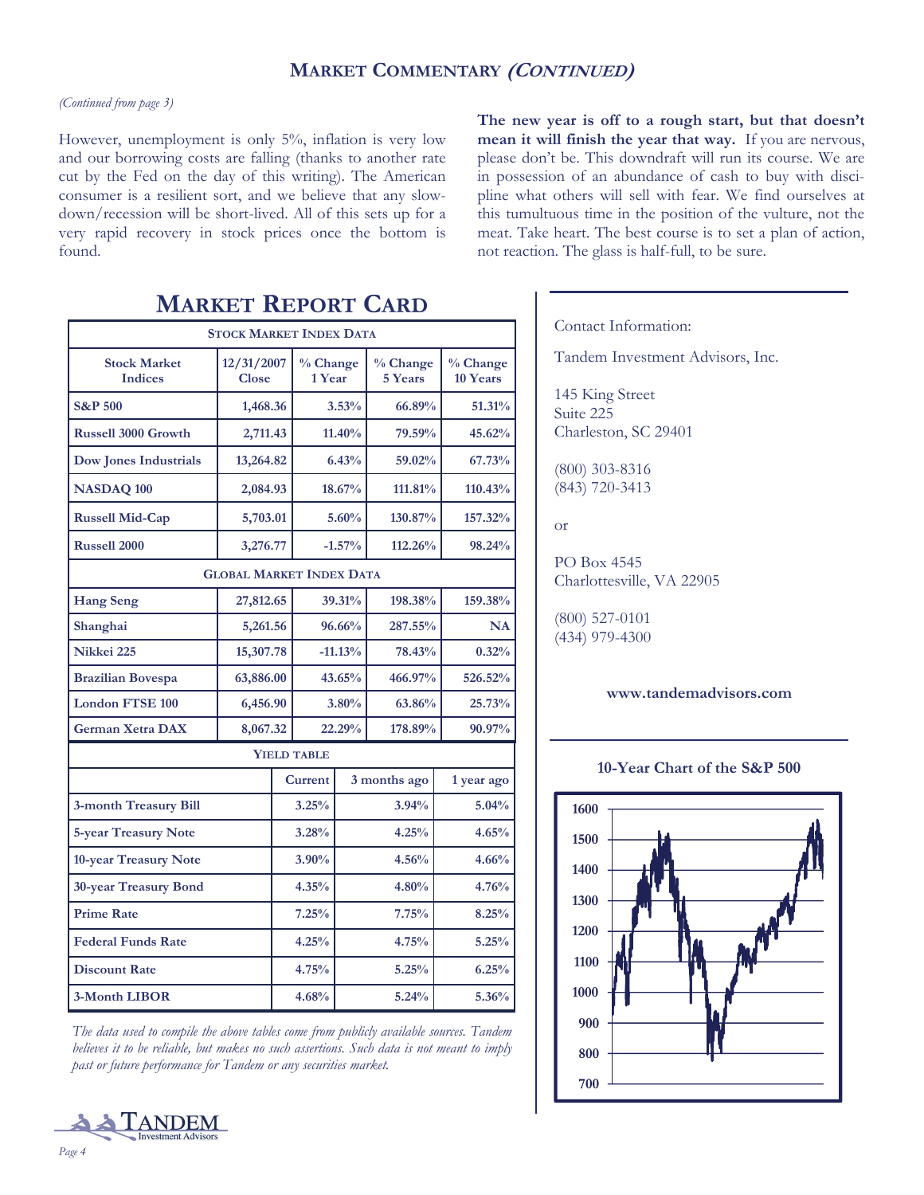## Market Commentary *(Continued)*

*(Continued from page 3)*

However, unemployment is only 5%, inflation is very low and our borrowing costs are falling (thanks to another rate cut by the Fed on the day of this writing). The American consumer is a resilient sort, and we believe that any slowdown/recession will be short-lived. All of this sets up for a very rapid recovery in stock prices once the bottom is found.

**The new year is off to a rough start, but that doesn't mean it will finish the year that way.** If you are nervous, please don't be. This downdraft will run its course. We are in possession of an abundance of cash to buy with discipline what others will sell with fear. We find ourselves at this tumultuous time in the position of the vulture, not the meat. Take heart. The best course is to set a plan of action, not reaction. The glass is half-full, to be sure.

## Market Report Card

**Stock Market Index Data**

| Stock Market Indices | 12/31/2007 Close | % Change 1 Year | % Change 5 Years | % Change 10 Years |
|---|---|---|---|---|
| S&P 500 | 1,468.36 | 3.53% | 66.89% | 51.31% |
| Russell 3000 Growth | 2,711.43 | 11.40% | 79.59% | 45.62% |
| Dow Jones Industrials | 13,264.82 | 6.43% | 59.02% | 67.73% |
| NASDAQ 100 | 2,084.93 | 18.67% | 111.81% | 110.43% |
| Russell Mid-Cap | 5,703.01 | 5.60% | 130.87% | 157.32% |
| Russell 2000 | 3,276.77 | -1.57% | 112.26% | 98.24% |
| **Global Market Index Data** | | | | |
| Hang Seng | 27,812.65 | 39.31% | 198.38% | 159.38% |
| Shanghai | 5,261.56 | 96.66% | 287.55% | NA |
| Nikkei 225 | 15,307.78 | -11.13% | 78.43% | 0.32% |
| Brazilian Bovespa | 63,886.00 | 43.65% | 466.97% | 526.52% |
| London FTSE 100 | 6,456.90 | 3.80% | 63.86% | 25.73% |
| German Xetra DAX | 8,067.32 | 22.29% | 178.89% | 90.97% |

**Yield Table**

| | Current | 3 months ago | 1 year ago |
|---|---|---|---|
| 3-month Treasury Bill | 3.25% | 3.94% | 5.04% |
| 5-year Treasury Note | 3.28% | 4.25% | 4.65% |
| 10-year Treasury Note | 3.90% | 4.56% | 4.66% |
| 30-year Treasury Bond | 4.35% | 4.80% | 4.76% |
| Prime Rate | 7.25% | 7.75% | 8.25% |
| Federal Funds Rate | 4.25% | 4.75% | 5.25% |
| Discount Rate | 4.75% | 5.25% | 6.25% |
| 3-Month LIBOR | 4.68% | 5.24% | 5.36% |

*The data used to compile the above tables come from publicly available sources. Tandem believes it to be reliable, but makes no such assertions. Such data is not meant to imply past or future performance for Tandem or any securities market.*

Contact Information:

Tandem Investment Advisors, Inc.

145 King Street
Suite 225
Charleston, SC 29401

(800) 303-8316
(843) 720-3413

or

PO Box 4545
Charlottesville, VA 22905

(800) 527-0101
(434) 979-4300

**www.tandemadvisors.com**

**10-Year Chart of the S&P 500**

1600
1500
1400
1300
1200
1100
1000
900
800
700